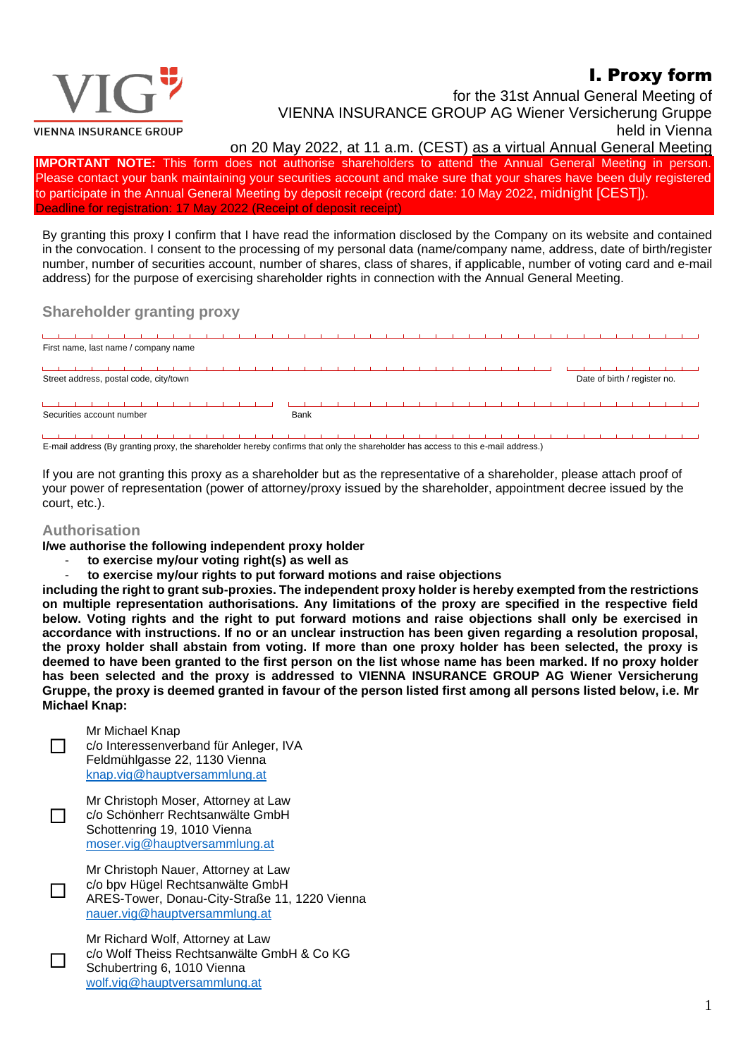# I. Proxy form

for the 31st Annual General Meeting of
VIENNA INSURANCE GROUP AG Wiener Versicherung Gruppe
held in Vienna
on 20 May 2022, at 11 a.m. (CEST) as a virtual Annual General Meeting

**IMPORTANT NOTE:** This form does not authorise shareholders to attend the Annual General Meeting in person. Please contact your bank maintaining your securities account and make sure that your shares have been duly registered to participate in the Annual General Meeting by deposit receipt (record date: 10 May 2022, midnight [CEST]).
Deadline for registration: 17 May 2022 (Receipt of deposit receipt)

By granting this proxy I confirm that I have read the information disclosed by the Company on its website and contained in the convocation. I consent to the processing of my personal data (name/company name, address, date of birth/register number, number of securities account, number of shares, class of shares, if applicable, number of voting card and e-mail address) for the purpose of exercising shareholder rights in connection with the Annual General Meeting.

## Shareholder granting proxy

First name, last name / company name

Street address, postal code, city/town

Date of birth / register no.

Securities account number

Bank

E-mail address (By granting proxy, the shareholder hereby confirms that only the shareholder has access to this e-mail address.)

If you are not granting this proxy as a shareholder but as the representative of a shareholder, please attach proof of your power of representation (power of attorney/proxy issued by the shareholder, appointment decree issued by the court, etc.).

## Authorisation

**I/we authorise the following independent proxy holder**

- **to exercise my/our voting right(s) as well as**
- **to exercise my/our rights to put forward motions and raise objections**

**including the right to grant sub-proxies. The independent proxy holder is hereby exempted from the restrictions on multiple representation authorisations. Any limitations of the proxy are specified in the respective field below. Voting rights and the right to put forward motions and raise objections shall only be exercised in accordance with instructions. If no or an unclear instruction has been given regarding a resolution proposal, the proxy holder shall abstain from voting. If more than one proxy holder has been selected, the proxy is deemed to have been granted to the first person on the list whose name has been marked. If no proxy holder has been selected and the proxy is addressed to VIENNA INSURANCE GROUP AG Wiener Versicherung Gruppe, the proxy is deemed granted in favour of the person listed first among all persons listed below, i.e. Mr Michael Knap:**

☐ Mr Michael Knap
c/o Interessenverband für Anleger, IVA
Feldmühlgasse 22, 1130 Vienna
knap.vig@hauptversammlung.at

☐ Mr Christoph Moser, Attorney at Law
c/o Schönherr Rechtsanwälte GmbH
Schottenring 19, 1010 Vienna
moser.vig@hauptversammlung.at

☐ Mr Christoph Nauer, Attorney at Law
c/o bpv Hügel Rechtsanwälte GmbH
ARES-Tower, Donau-City-Straße 11, 1220 Vienna
nauer.vig@hauptversammlung.at

☐ Mr Richard Wolf, Attorney at Law
c/o Wolf Theiss Rechtsanwälte GmbH & Co KG
Schubertring 6, 1010 Vienna
wolf.vig@hauptversammlung.at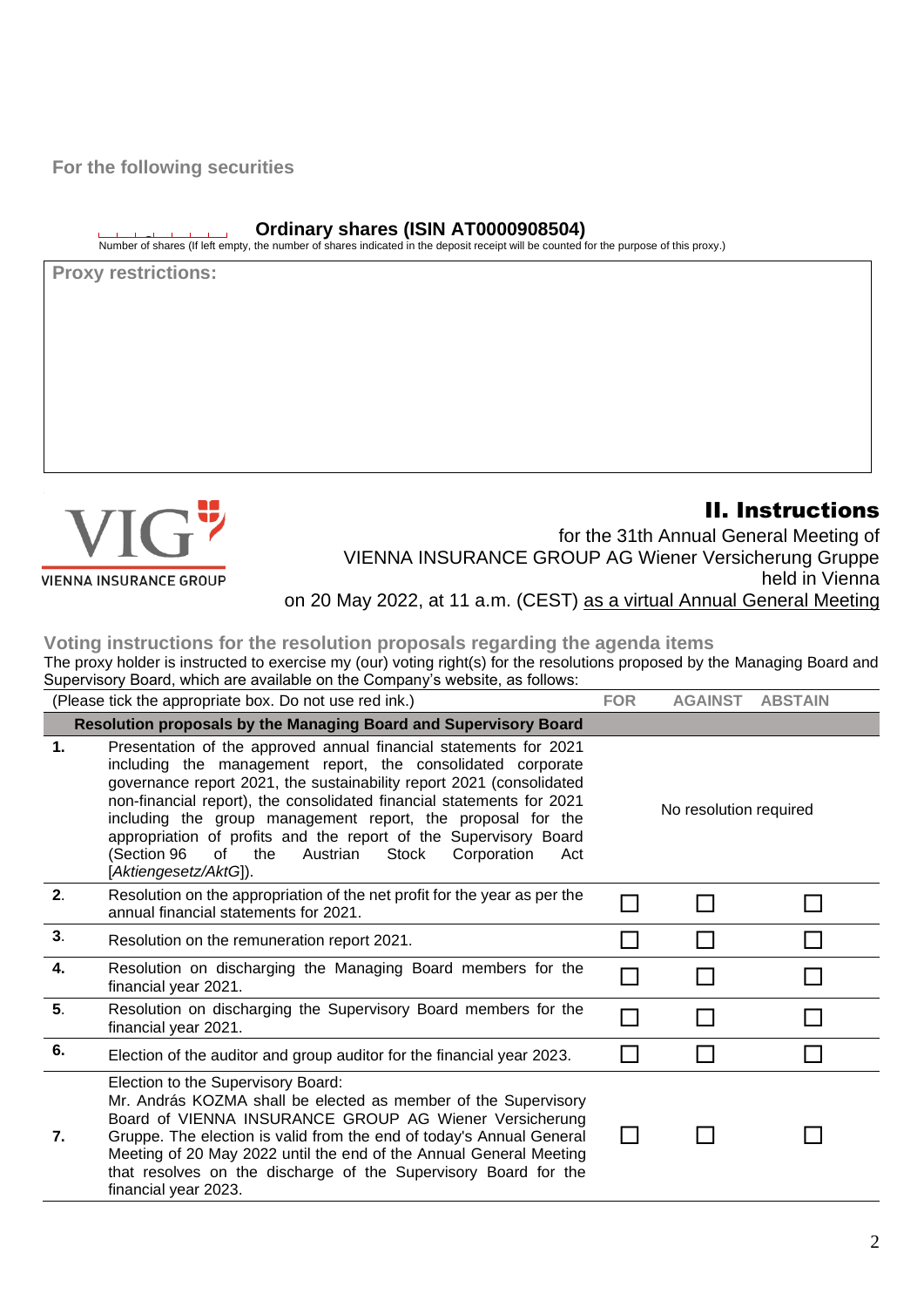**For the following securities**

**Ordinary shares (ISIN AT0000908504)**

Number of shares (If left empty, the number of shares indicated in the deposit receipt will be counted for the purpose of this proxy.)

**Proxy restrictions:**

VIENNA INSURANCE GROUP

# II. Instructions

for the 31th Annual General Meeting of
VIENNA INSURANCE GROUP AG Wiener Versicherung Gruppe
held in Vienna
on 20 May 2022, at 11 a.m. (CEST) as a virtual Annual General Meeting

**Voting instructions for the resolution proposals regarding the agenda items**

The proxy holder is instructed to exercise my (our) voting right(s) for the resolutions proposed by the Managing Board and Supervisory Board, which are available on the Company's website, as follows:

| | (Please tick the appropriate box. Do not use red ink.) | FOR | AGAINST | ABSTAIN |
|---|---|---|---|---|
| | **Resolution proposals by the Managing Board and Supervisory Board** | | | |
| **1.** | Presentation of the approved annual financial statements for 2021 including the management report, the consolidated corporate governance report 2021, the sustainability report 2021 (consolidated non-financial report), the consolidated financial statements for 2021 including the group management report, the proposal for the appropriation of profits and the report of the Supervisory Board (Section 96 of the Austrian Stock Corporation Act [*Aktiengesetz/AktG*]). | No resolution required | | |
| **2.** | Resolution on the appropriation of the net profit for the year as per the annual financial statements for 2021. | ☐ | ☐ | ☐ |
| **3.** | Resolution on the remuneration report 2021. | ☐ | ☐ | ☐ |
| **4.** | Resolution on discharging the Managing Board members for the financial year 2021. | ☐ | ☐ | ☐ |
| **5.** | Resolution on discharging the Supervisory Board members for the financial year 2021. | ☐ | ☐ | ☐ |
| **6.** | Election of the auditor and group auditor for the financial year 2023. | ☐ | ☐ | ☐ |
| **7.** | Election to the Supervisory Board: Mr. András KOZMA shall be elected as member of the Supervisory Board of VIENNA INSURANCE GROUP AG Wiener Versicherung Gruppe. The election is valid from the end of today's Annual General Meeting of 20 May 2022 until the end of the Annual General Meeting that resolves on the discharge of the Supervisory Board for the financial year 2023. | ☐ | ☐ | ☐ |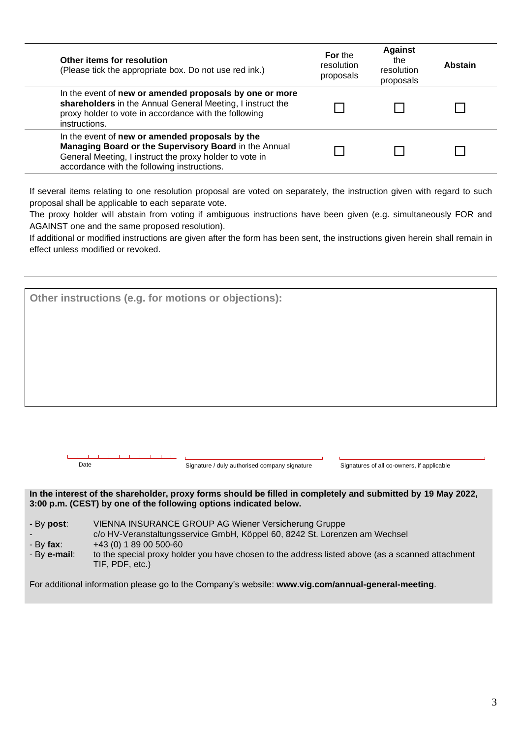| **Other items for resolution**<br>(Please tick the appropriate box. Do not use red ink.) | **For** the resolution proposals | **Against** the resolution proposals | **Abstain** |
|---|---|---|---|
| In the event of **new or amended proposals by one or more shareholders** in the Annual General Meeting, I instruct the proxy holder to vote in accordance with the following instructions. | ☐ | ☐ | ☐ |
| In the event of **new or amended proposals by the Managing Board or the Supervisory Board** in the Annual General Meeting, I instruct the proxy holder to vote in accordance with the following instructions. | ☐ | ☐ | ☐ |

If several items relating to one resolution proposal are voted on separately, the instruction given with regard to such proposal shall be applicable to each separate vote.
The proxy holder will abstain from voting if ambiguous instructions have been given (e.g. simultaneously FOR and AGAINST one and the same proposed resolution).
If additional or modified instructions are given after the form has been sent, the instructions given herein shall remain in effect unless modified or revoked.

**Other instructions (e.g. for motions or objections):**

Date

Signature / duly authorised company signature

Signatures of all co-owners, if applicable

**In the interest of the shareholder, proxy forms should be filled in completely and submitted by 19 May 2022, 3:00 p.m. (CEST) by one of the following options indicated below.**

- By **post**: VIENNA INSURANCE GROUP AG Wiener Versicherung Gruppe
  c/o HV-Veranstaltungsservice GmbH, Köppel 60, 8242 St. Lorenzen am Wechsel
- By **fax**: +43 (0) 1 89 00 500-60
- By **e-mail**: to the special proxy holder you have chosen to the address listed above (as a scanned attachment TIF, PDF, etc.)

For additional information please go to the Company's website: **www.vig.com/annual-general-meeting**.